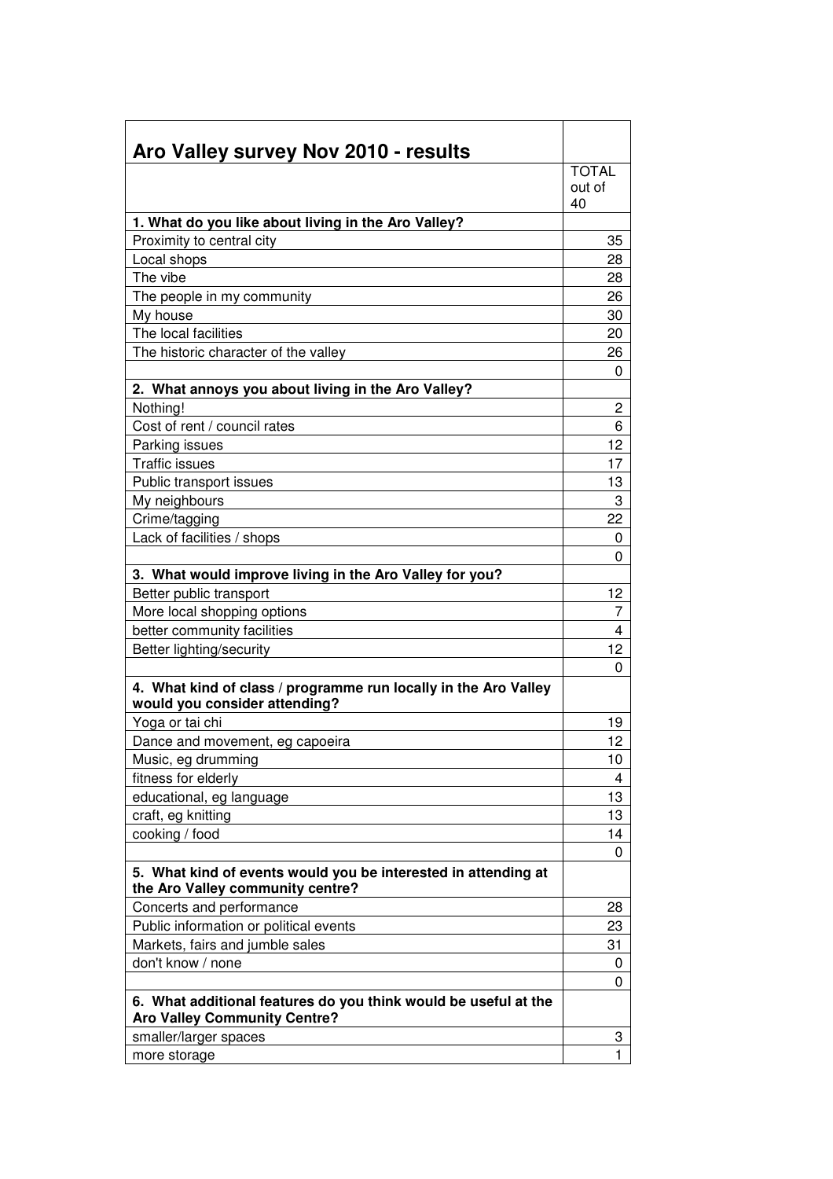| Aro Valley survey Nov 2010 - results | |
|---|---|
| | TOTAL out of 40 |
| **1. What do you like about living in the Aro Valley?** | |
| Proximity to central city | 35 |
| Local shops | 28 |
| The vibe | 28 |
| The people in my community | 26 |
| My house | 30 |
| The local facilities | 20 |
| The historic character of the valley | 26 |
| | 0 |
| **2. What annoys you about living in the Aro Valley?** | |
| Nothing! | 2 |
| Cost of rent / council rates | 6 |
| Parking issues | 12 |
| Traffic issues | 17 |
| Public transport issues | 13 |
| My neighbours | 3 |
| Crime/tagging | 22 |
| Lack of facilities / shops | 0 |
| | 0 |
| **3. What would improve living in the Aro Valley for you?** | |
| Better public transport | 12 |
| More local shopping options | 7 |
| better community facilities | 4 |
| Better lighting/security | 12 |
| | 0 |
| **4. What kind of class / programme run locally in the Aro Valley would you consider attending?** | |
| Yoga or tai chi | 19 |
| Dance and movement, eg capoeira | 12 |
| Music, eg drumming | 10 |
| fitness for elderly | 4 |
| educational, eg language | 13 |
| craft, eg knitting | 13 |
| cooking / food | 14 |
| | 0 |
| **5. What kind of events would you be interested in attending at the Aro Valley community centre?** | |
| Concerts and performance | 28 |
| Public information or political events | 23 |
| Markets, fairs and jumble sales | 31 |
| don't know / none | 0 |
| | 0 |
| **6. What additional features do you think would be useful at the Aro Valley Community Centre?** | |
| smaller/larger spaces | 3 |
| more storage | 1 |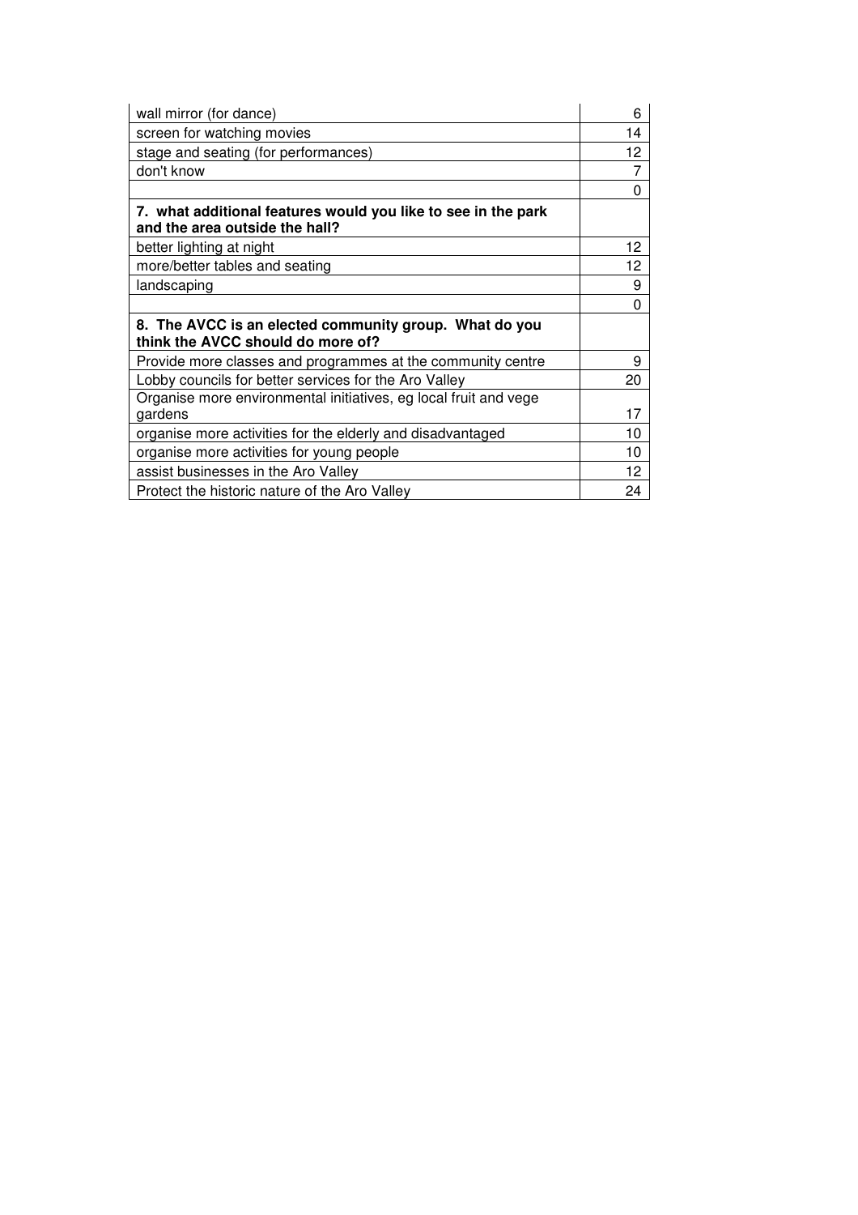| | |
|---|---|
| wall mirror (for dance) | 6 |
| screen for watching movies | 14 |
| stage and seating (for performances) | 12 |
| don't know | 7 |
| | 0 |
| **7. what additional features would you like to see in the park and the area outside the hall?** | |
| better lighting at night | 12 |
| more/better tables and seating | 12 |
| landscaping | 9 |
| | 0 |
| **8. The AVCC is an elected community group. What do you think the AVCC should do more of?** | |
| Provide more classes and programmes at the community centre | 9 |
| Lobby councils for better services for the Aro Valley | 20 |
| Organise more environmental initiatives, eg local fruit and vege gardens | 17 |
| organise more activities for the elderly and disadvantaged | 10 |
| organise more activities for young people | 10 |
| assist businesses in the Aro Valley | 12 |
| Protect the historic nature of the Aro Valley | 24 |